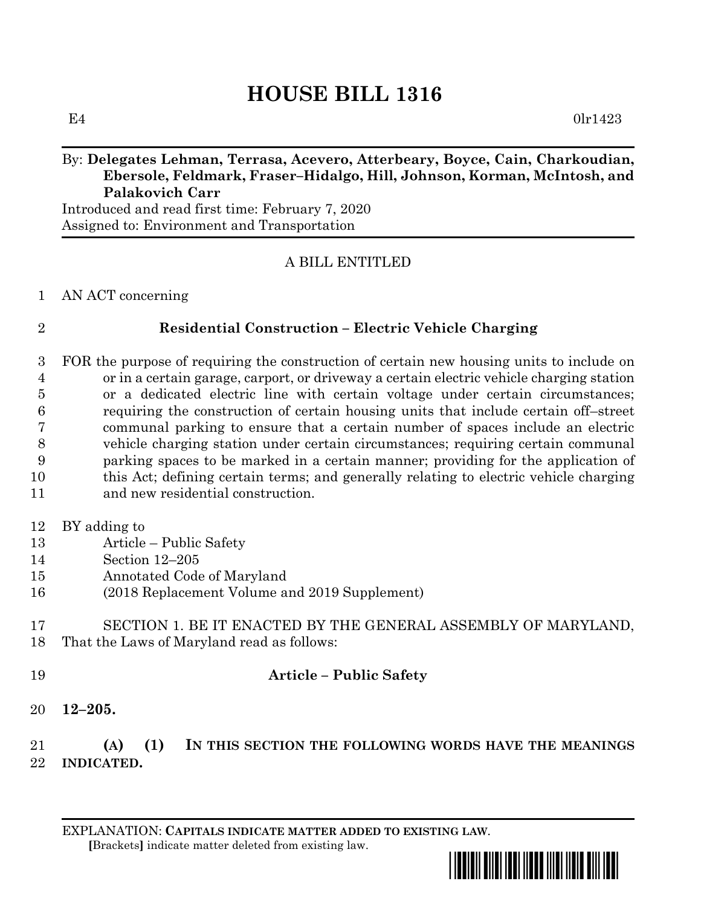# HOUSE BILL 1316

E4 0lr1423

By: **Delegates Lehman, Terrasa, Acevero, Atterbeary, Boyce, Cain, Charkoudian, Ebersole, Feldmark, Fraser–Hidalgo, Hill, Johnson, Korman, McIntosh, and Palakovich Carr**

Introduced and read first time: February 7, 2020

Assigned to: Environment and Transportation

A BILL ENTITLED

1 AN ACT concerning

2 **Residential Construction – Electric Vehicle Charging**

3 FOR the purpose of requiring the construction of certain new housing units to include on
4 or in a certain garage, carport, or driveway a certain electric vehicle charging station
5 or a dedicated electric line with certain voltage under certain circumstances;
6 requiring the construction of certain housing units that include certain off–street
7 communal parking to ensure that a certain number of spaces include an electric
8 vehicle charging station under certain circumstances; requiring certain communal
9 parking spaces to be marked in a certain manner; providing for the application of
10 this Act; defining certain terms; and generally relating to electric vehicle charging
11 and new residential construction.

12 BY adding to
13 Article – Public Safety
14 Section 12–205
15 Annotated Code of Maryland
16 (2018 Replacement Volume and 2019 Supplement)

17 SECTION 1. BE IT ENACTED BY THE GENERAL ASSEMBLY OF MARYLAND,
18 That the Laws of Maryland read as follows:

19 **Article – Public Safety**

20 **12–205.**

21 **(A) (1) IN THIS SECTION THE FOLLOWING WORDS HAVE THE MEANINGS**
22 **INDICATED.**

EXPLANATION: **CAPITALS INDICATE MATTER ADDED TO EXISTING LAW**.
[Brackets] indicate matter deleted from existing law.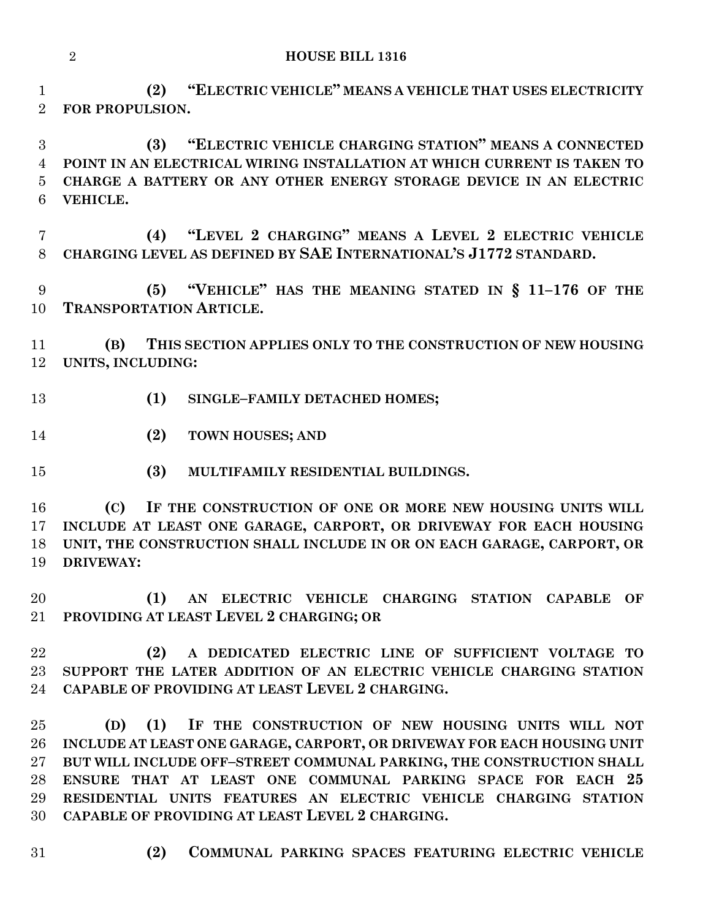**(2) "ELECTRIC VEHICLE" MEANS A VEHICLE THAT USES ELECTRICITY FOR PROPULSION.**

**(3) "ELECTRIC VEHICLE CHARGING STATION" MEANS A CONNECTED POINT IN AN ELECTRICAL WIRING INSTALLATION AT WHICH CURRENT IS TAKEN TO CHARGE A BATTERY OR ANY OTHER ENERGY STORAGE DEVICE IN AN ELECTRIC VEHICLE.**

**(4) "LEVEL 2 CHARGING" MEANS A LEVEL 2 ELECTRIC VEHICLE CHARGING LEVEL AS DEFINED BY SAE INTERNATIONAL'S J1772 STANDARD.**

**(5) "VEHICLE" HAS THE MEANING STATED IN § 11–176 OF THE TRANSPORTATION ARTICLE.**

**(B) THIS SECTION APPLIES ONLY TO THE CONSTRUCTION OF NEW HOUSING UNITS, INCLUDING:**

**(1) SINGLE–FAMILY DETACHED HOMES;**

**(2) TOWN HOUSES; AND**

**(3) MULTIFAMILY RESIDENTIAL BUILDINGS.**

**(C) IF THE CONSTRUCTION OF ONE OR MORE NEW HOUSING UNITS WILL INCLUDE AT LEAST ONE GARAGE, CARPORT, OR DRIVEWAY FOR EACH HOUSING UNIT, THE CONSTRUCTION SHALL INCLUDE IN OR ON EACH GARAGE, CARPORT, OR DRIVEWAY:**

**(1) AN ELECTRIC VEHICLE CHARGING STATION CAPABLE OF PROVIDING AT LEAST LEVEL 2 CHARGING; OR**

**(2) A DEDICATED ELECTRIC LINE OF SUFFICIENT VOLTAGE TO SUPPORT THE LATER ADDITION OF AN ELECTRIC VEHICLE CHARGING STATION CAPABLE OF PROVIDING AT LEAST LEVEL 2 CHARGING.**

**(D) (1) IF THE CONSTRUCTION OF NEW HOUSING UNITS WILL NOT INCLUDE AT LEAST ONE GARAGE, CARPORT, OR DRIVEWAY FOR EACH HOUSING UNIT BUT WILL INCLUDE OFF–STREET COMMUNAL PARKING, THE CONSTRUCTION SHALL ENSURE THAT AT LEAST ONE COMMUNAL PARKING SPACE FOR EACH 25 RESIDENTIAL UNITS FEATURES AN ELECTRIC VEHICLE CHARGING STATION CAPABLE OF PROVIDING AT LEAST LEVEL 2 CHARGING.**

**(2) COMMUNAL PARKING SPACES FEATURING ELECTRIC VEHICLE**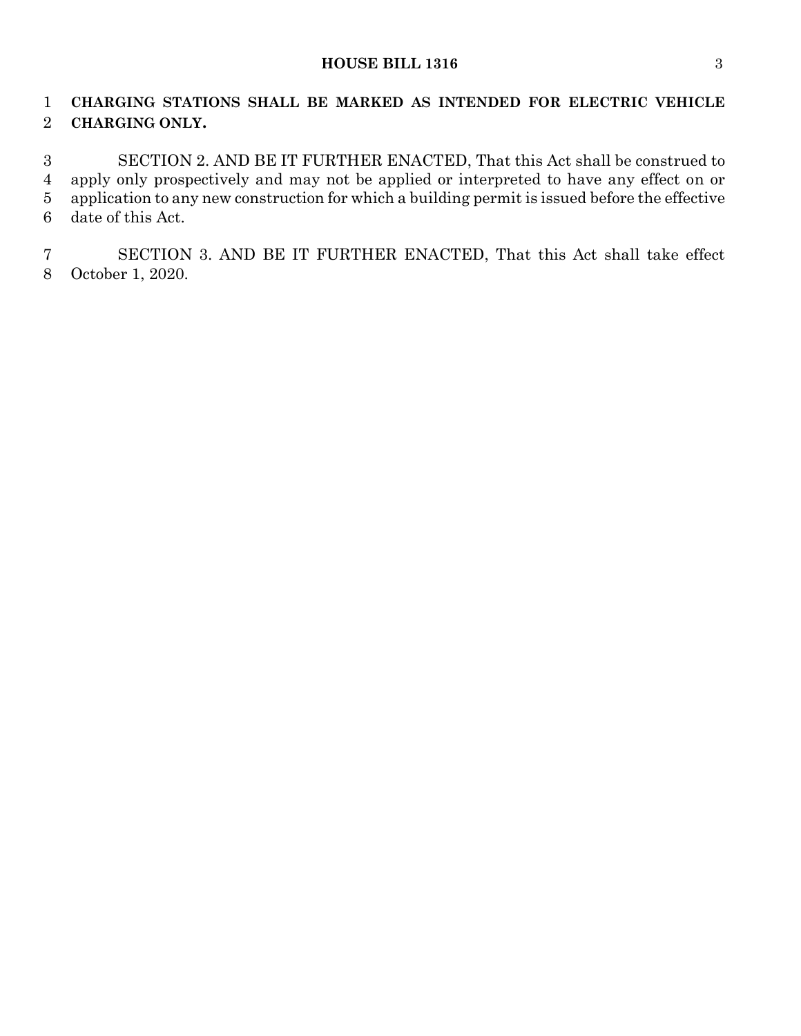**CHARGING STATIONS SHALL BE MARKED AS INTENDED FOR ELECTRIC VEHICLE CHARGING ONLY.**

SECTION 2. AND BE IT FURTHER ENACTED, That this Act shall be construed to apply only prospectively and may not be applied or interpreted to have any effect on or application to any new construction for which a building permit is issued before the effective date of this Act.

SECTION 3. AND BE IT FURTHER ENACTED, That this Act shall take effect October 1, 2020.